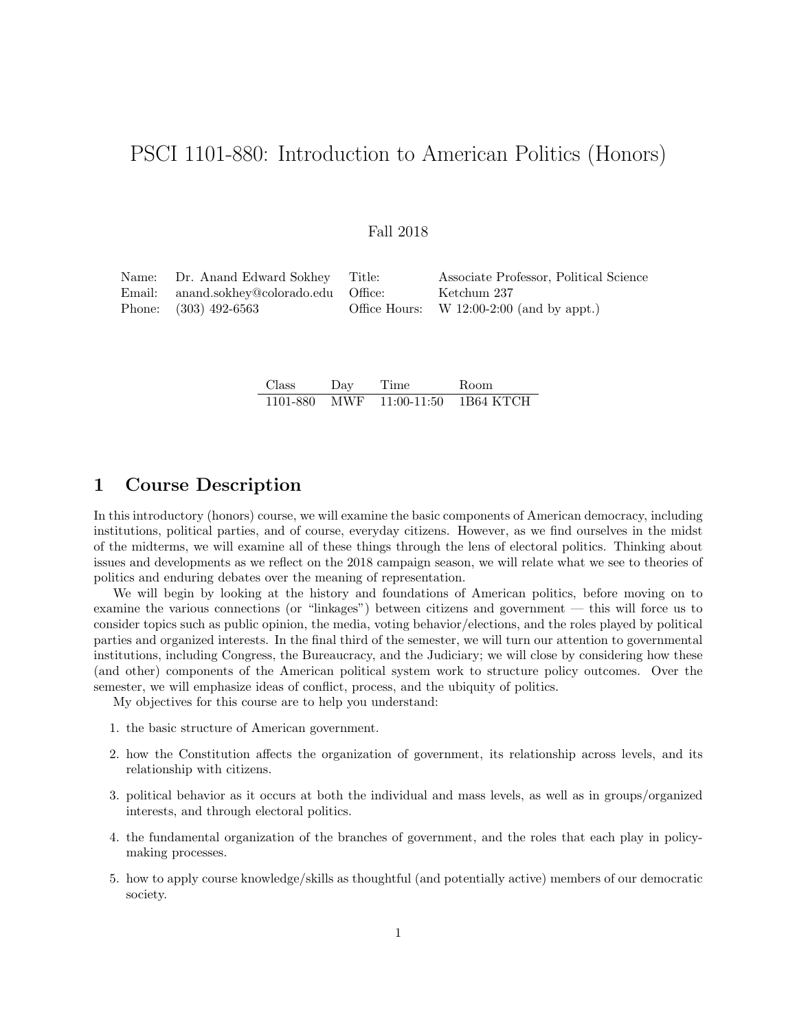# PSCI 1101-880: Introduction to American Politics (Honors)

Fall 2018

| | | | |
|---|---|---|---|
| Name: | Dr. Anand Edward Sokhey | Title: | Associate Professor, Political Science |
| Email: | anand.sokhey@colorado.edu | Office: | Ketchum 237 |
| Phone: | (303) 492-6563 | Office Hours: | W 12:00-2:00 (and by appt.) |

| Class | Day | Time | Room |
|---|---|---|---|
| 1101-880 | MWF | 11:00-11:50 | 1B64 KTCH |

## 1 Course Description

In this introductory (honors) course, we will examine the basic components of American democracy, including institutions, political parties, and of course, everyday citizens. However, as we find ourselves in the midst of the midterms, we will examine all of these things through the lens of electoral politics. Thinking about issues and developments as we reflect on the 2018 campaign season, we will relate what we see to theories of politics and enduring debates over the meaning of representation.

We will begin by looking at the history and foundations of American politics, before moving on to examine the various connections (or "linkages") between citizens and government — this will force us to consider topics such as public opinion, the media, voting behavior/elections, and the roles played by political parties and organized interests. In the final third of the semester, we will turn our attention to governmental institutions, including Congress, the Bureaucracy, and the Judiciary; we will close by considering how these (and other) components of the American political system work to structure policy outcomes. Over the semester, we will emphasize ideas of conflict, process, and the ubiquity of politics.

My objectives for this course are to help you understand:

1. the basic structure of American government.
2. how the Constitution affects the organization of government, its relationship across levels, and its relationship with citizens.
3. political behavior as it occurs at both the individual and mass levels, as well as in groups/organized interests, and through electoral politics.
4. the fundamental organization of the branches of government, and the roles that each play in policy-making processes.
5. how to apply course knowledge/skills as thoughtful (and potentially active) members of our democratic society.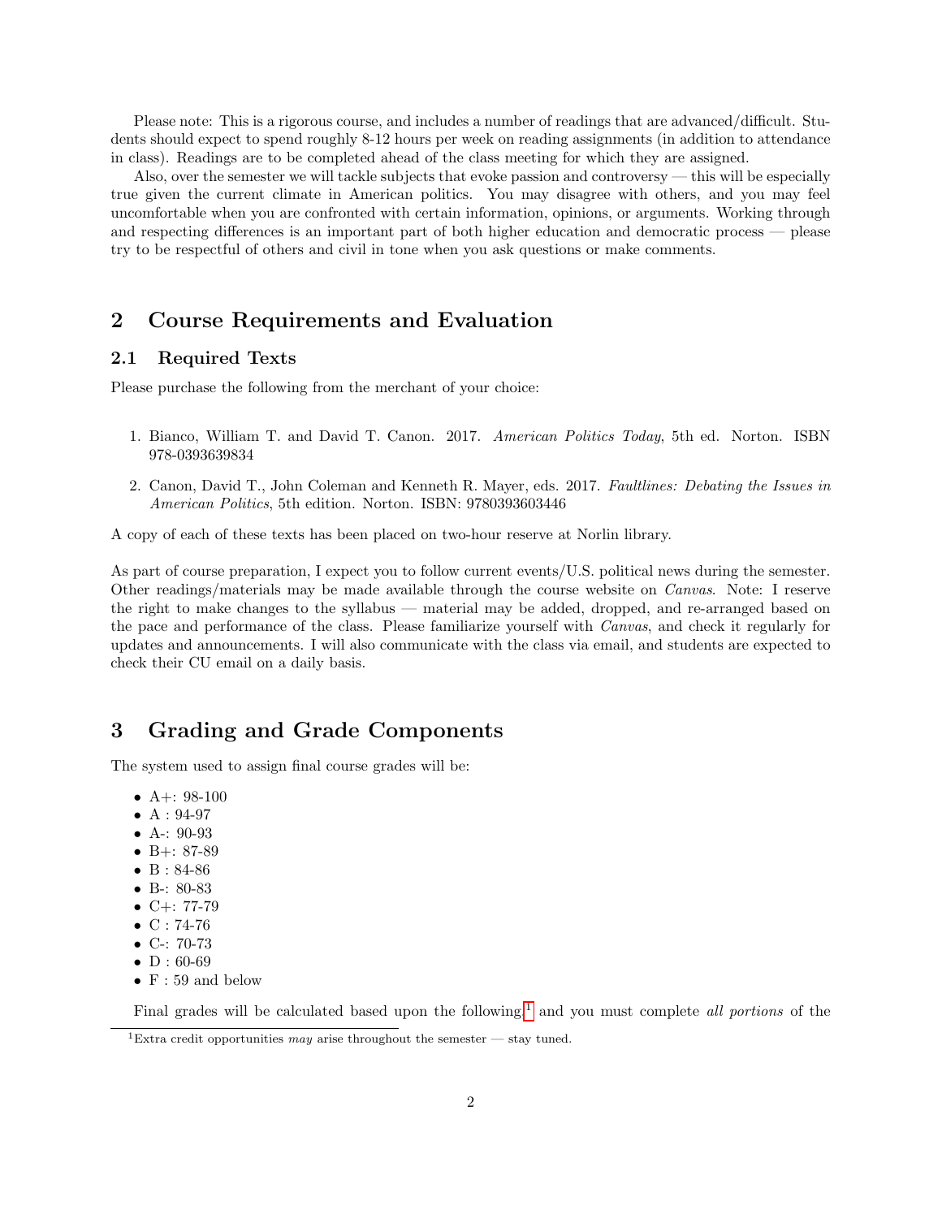Please note: This is a rigorous course, and includes a number of readings that are advanced/difficult. Students should expect to spend roughly 8-12 hours per week on reading assignments (in addition to attendance in class). Readings are to be completed ahead of the class meeting for which they are assigned.

Also, over the semester we will tackle subjects that evoke passion and controversy — this will be especially true given the current climate in American politics. You may disagree with others, and you may feel uncomfortable when you are confronted with certain information, opinions, or arguments. Working through and respecting differences is an important part of both higher education and democratic process — please try to be respectful of others and civil in tone when you ask questions or make comments.

## 2 Course Requirements and Evaluation

### 2.1 Required Texts

Please purchase the following from the merchant of your choice:

1. Bianco, William T. and David T. Canon. 2017. *American Politics Today*, 5th ed. Norton. ISBN 978-0393639834
2. Canon, David T., John Coleman and Kenneth R. Mayer, eds. 2017. *Faultlines: Debating the Issues in American Politics*, 5th edition. Norton. ISBN: 9780393603446

A copy of each of these texts has been placed on two-hour reserve at Norlin library.

As part of course preparation, I expect you to follow current events/U.S. political news during the semester. Other readings/materials may be made available through the course website on *Canvas*. Note: I reserve the right to make changes to the syllabus — material may be added, dropped, and re-arranged based on the pace and performance of the class. Please familiarize yourself with *Canvas*, and check it regularly for updates and announcements. I will also communicate with the class via email, and students are expected to check their CU email on a daily basis.

## 3 Grading and Grade Components

The system used to assign final course grades will be:

- A+: 98-100
- A : 94-97
- A-: 90-93
- B+: 87-89
- B : 84-86
- B-: 80-83
- C+: 77-79
- C : 74-76
- C-: 70-73
- D : 60-69
- F : 59 and below

Final grades will be calculated based upon the following,[1] and you must complete *all portions* of the

[1] Extra credit opportunities *may* arise throughout the semester — stay tuned.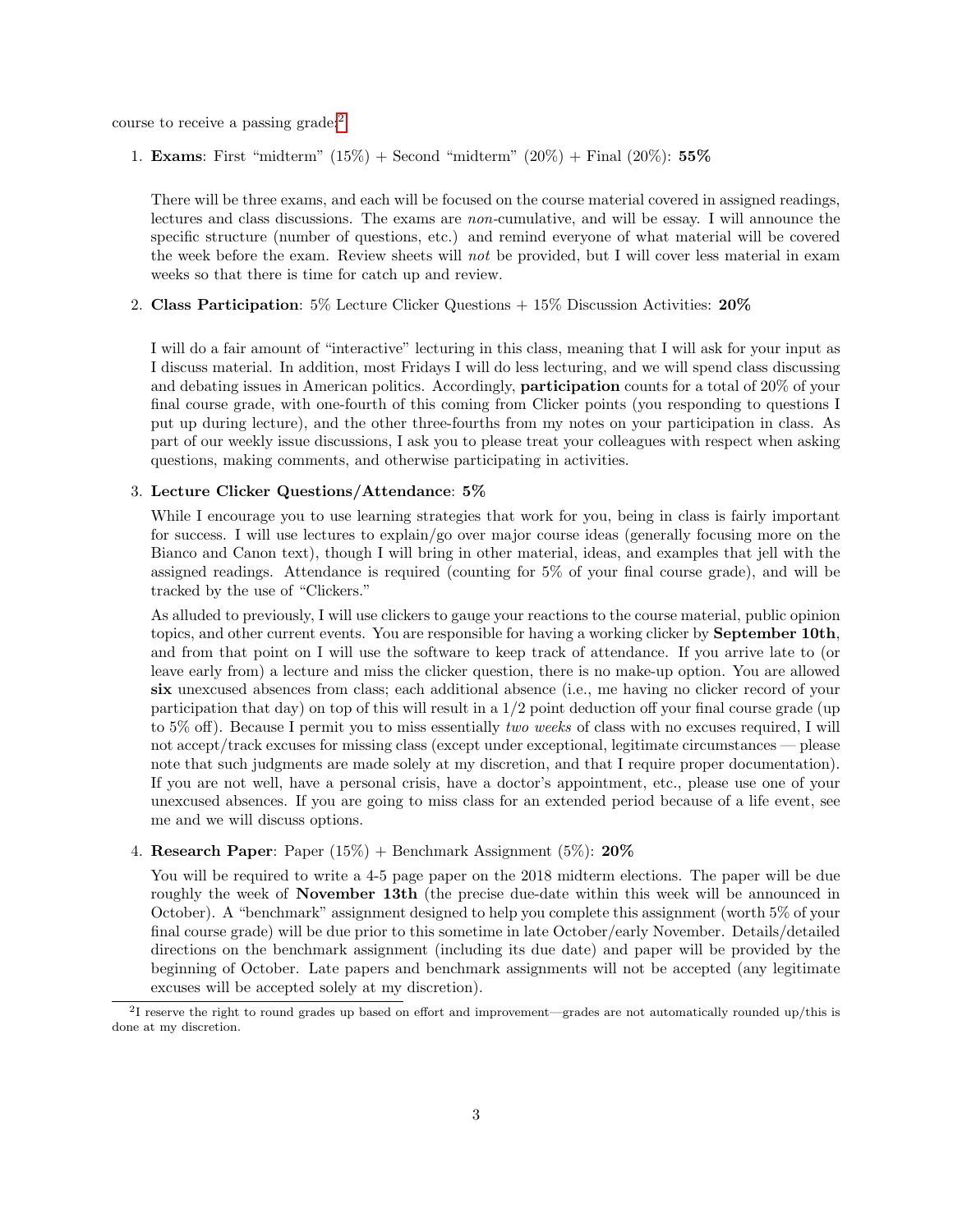course to receive a passing grade:[2]

1. **Exams**: First "midterm" (15%) + Second "midterm" (20%) + Final (20%): **55%**

   There will be three exams, and each will be focused on the course material covered in assigned readings, lectures and class discussions. The exams are *non*-cumulative, and will be essay. I will announce the specific structure (number of questions, etc.) and remind everyone of what material will be covered the week before the exam. Review sheets will *not* be provided, but I will cover less material in exam weeks so that there is time for catch up and review.

2. **Class Participation**: 5% Lecture Clicker Questions + 15% Discussion Activities: **20%**

   I will do a fair amount of "interactive" lecturing in this class, meaning that I will ask for your input as I discuss material. In addition, most Fridays I will do less lecturing, and we will spend class discussing and debating issues in American politics. Accordingly, **participation** counts for a total of 20% of your final course grade, with one-fourth of this coming from Clicker points (you responding to questions I put up during lecture), and the other three-fourths from my notes on your participation in class. As part of our weekly issue discussions, I ask you to please treat your colleagues with respect when asking questions, making comments, and otherwise participating in activities.

3. **Lecture Clicker Questions/Attendance**: **5%**

   While I encourage you to use learning strategies that work for you, being in class is fairly important for success. I will use lectures to explain/go over major course ideas (generally focusing more on the Bianco and Canon text), though I will bring in other material, ideas, and examples that jell with the assigned readings. Attendance is required (counting for 5% of your final course grade), and will be tracked by the use of "Clickers."

   As alluded to previously, I will use clickers to gauge your reactions to the course material, public opinion topics, and other current events. You are responsible for having a working clicker by **September 10th**, and from that point on I will use the software to keep track of attendance. If you arrive late to (or leave early from) a lecture and miss the clicker question, there is no make-up option. You are allowed **six** unexcused absences from class; each additional absence (i.e., me having no clicker record of your participation that day) on top of this will result in a 1/2 point deduction off your final course grade (up to 5% off). Because I permit you to miss essentially *two weeks* of class with no excuses required, I will not accept/track excuses for missing class (except under exceptional, legitimate circumstances — please note that such judgments are made solely at my discretion, and that I require proper documentation). If you are not well, have a personal crisis, have a doctor's appointment, etc., please use one of your unexcused absences. If you are going to miss class for an extended period because of a life event, see me and we will discuss options.

4. **Research Paper**: Paper (15%) + Benchmark Assignment (5%): **20%**

   You will be required to write a 4-5 page paper on the 2018 midterm elections. The paper will be due roughly the week of **November 13th** (the precise due-date within this week will be announced in October). A "benchmark" assignment designed to help you complete this assignment (worth 5% of your final course grade) will be due prior to this sometime in late October/early November. Details/detailed directions on the benchmark assignment (including its due date) and paper will be provided by the beginning of October. Late papers and benchmark assignments will not be accepted (any legitimate excuses will be accepted solely at my discretion).

[2] I reserve the right to round grades up based on effort and improvement—grades are not automatically rounded up/this is done at my discretion.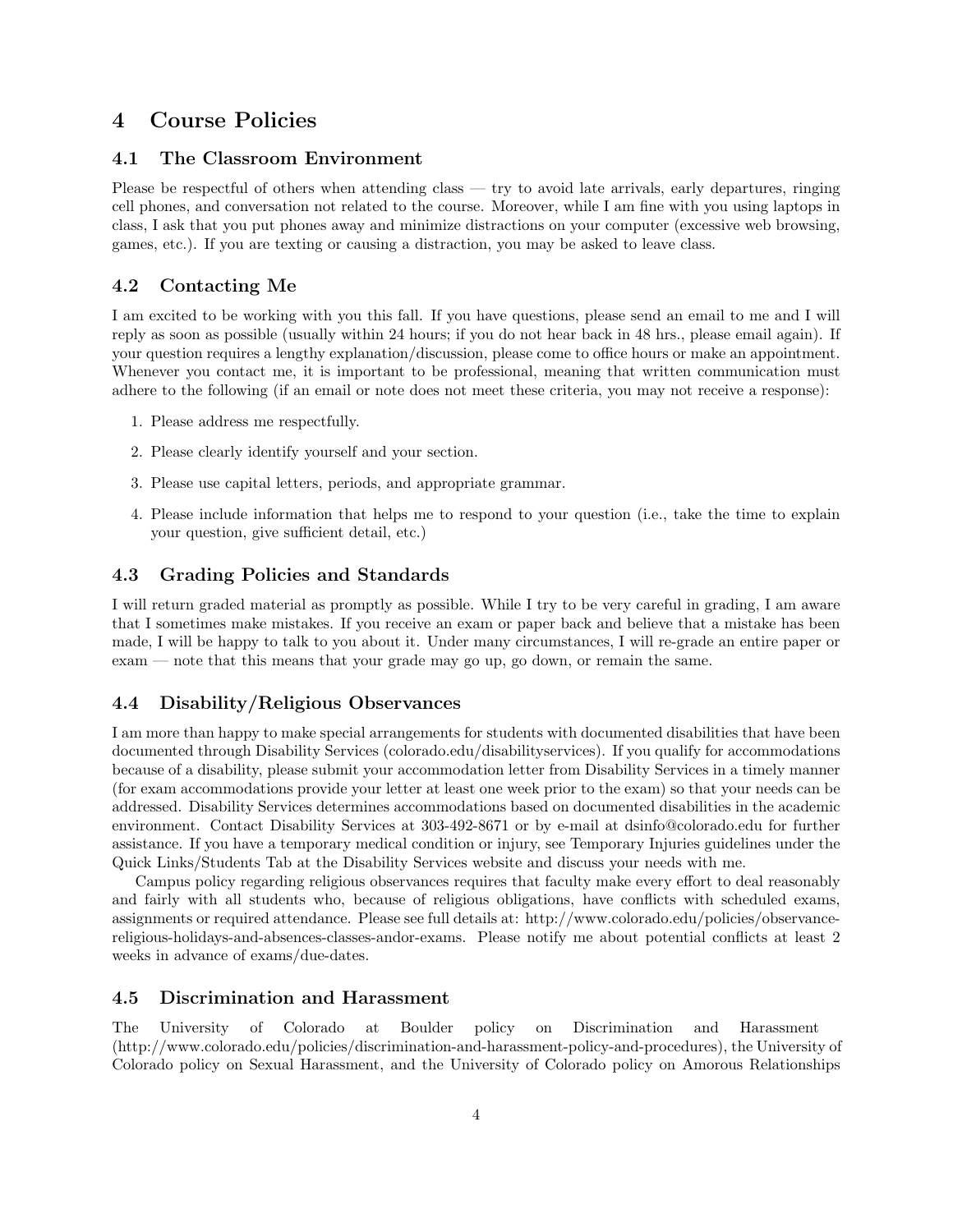# 4 Course Policies

## 4.1 The Classroom Environment

Please be respectful of others when attending class — try to avoid late arrivals, early departures, ringing cell phones, and conversation not related to the course. Moreover, while I am fine with you using laptops in class, I ask that you put phones away and minimize distractions on your computer (excessive web browsing, games, etc.). If you are texting or causing a distraction, you may be asked to leave class.

## 4.2 Contacting Me

I am excited to be working with you this fall. If you have questions, please send an email to me and I will reply as soon as possible (usually within 24 hours; if you do not hear back in 48 hrs., please email again). If your question requires a lengthy explanation/discussion, please come to office hours or make an appointment. Whenever you contact me, it is important to be professional, meaning that written communication must adhere to the following (if an email or note does not meet these criteria, you may not receive a response):

1. Please address me respectfully.
2. Please clearly identify yourself and your section.
3. Please use capital letters, periods, and appropriate grammar.
4. Please include information that helps me to respond to your question (i.e., take the time to explain your question, give sufficient detail, etc.)

## 4.3 Grading Policies and Standards

I will return graded material as promptly as possible. While I try to be very careful in grading, I am aware that I sometimes make mistakes. If you receive an exam or paper back and believe that a mistake has been made, I will be happy to talk to you about it. Under many circumstances, I will re-grade an entire paper or exam — note that this means that your grade may go up, go down, or remain the same.

## 4.4 Disability/Religious Observances

I am more than happy to make special arrangements for students with documented disabilities that have been documented through Disability Services (colorado.edu/disabilityservices). If you qualify for accommodations because of a disability, please submit your accommodation letter from Disability Services in a timely manner (for exam accommodations provide your letter at least one week prior to the exam) so that your needs can be addressed. Disability Services determines accommodations based on documented disabilities in the academic environment. Contact Disability Services at 303-492-8671 or by e-mail at dsinfo@colorado.edu for further assistance. If you have a temporary medical condition or injury, see Temporary Injuries guidelines under the Quick Links/Students Tab at the Disability Services website and discuss your needs with me.

Campus policy regarding religious observances requires that faculty make every effort to deal reasonably and fairly with all students who, because of religious obligations, have conflicts with scheduled exams, assignments or required attendance. Please see full details at: http://www.colorado.edu/policies/observance-religious-holidays-and-absences-classes-andor-exams. Please notify me about potential conflicts at least 2 weeks in advance of exams/due-dates.

## 4.5 Discrimination and Harassment

The University of Colorado at Boulder policy on Discrimination and Harassment (http://www.colorado.edu/policies/discrimination-and-harassment-policy-and-procedures), the University of Colorado policy on Sexual Harassment, and the University of Colorado policy on Amorous Relationships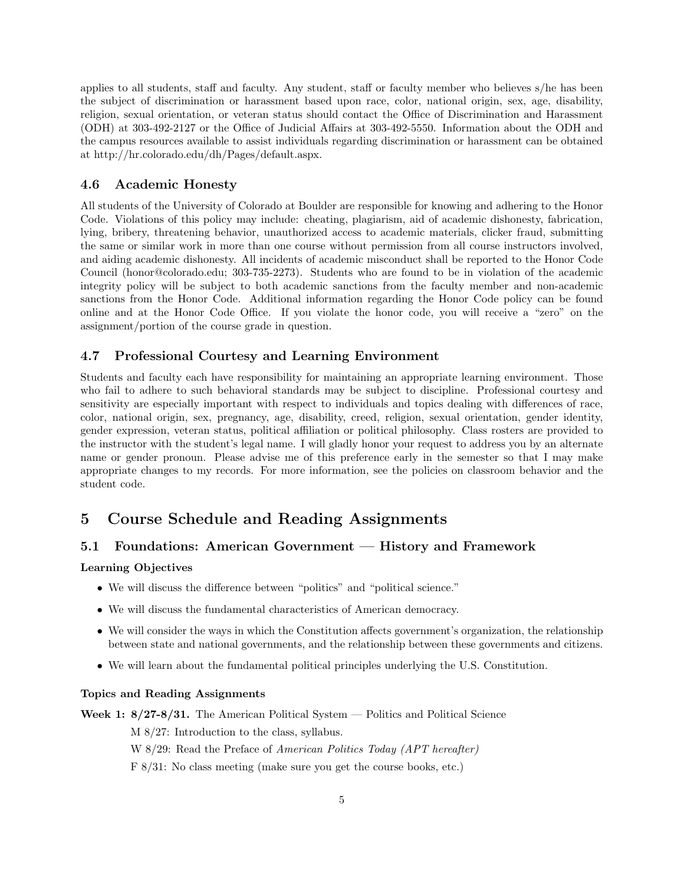applies to all students, staff and faculty. Any student, staff or faculty member who believes s/he has been the subject of discrimination or harassment based upon race, color, national origin, sex, age, disability, religion, sexual orientation, or veteran status should contact the Office of Discrimination and Harassment (ODH) at 303-492-2127 or the Office of Judicial Affairs at 303-492-5550. Information about the ODH and the campus resources available to assist individuals regarding discrimination or harassment can be obtained at http://hr.colorado.edu/dh/Pages/default.aspx.

### 4.6 Academic Honesty

All students of the University of Colorado at Boulder are responsible for knowing and adhering to the Honor Code. Violations of this policy may include: cheating, plagiarism, aid of academic dishonesty, fabrication, lying, bribery, threatening behavior, unauthorized access to academic materials, clicker fraud, submitting the same or similar work in more than one course without permission from all course instructors involved, and aiding academic dishonesty. All incidents of academic misconduct shall be reported to the Honor Code Council (honor@colorado.edu; 303-735-2273). Students who are found to be in violation of the academic integrity policy will be subject to both academic sanctions from the faculty member and non-academic sanctions from the Honor Code. Additional information regarding the Honor Code policy can be found online and at the Honor Code Office. If you violate the honor code, you will receive a "zero" on the assignment/portion of the course grade in question.

### 4.7 Professional Courtesy and Learning Environment

Students and faculty each have responsibility for maintaining an appropriate learning environment. Those who fail to adhere to such behavioral standards may be subject to discipline. Professional courtesy and sensitivity are especially important with respect to individuals and topics dealing with differences of race, color, national origin, sex, pregnancy, age, disability, creed, religion, sexual orientation, gender identity, gender expression, veteran status, political affiliation or political philosophy. Class rosters are provided to the instructor with the student's legal name. I will gladly honor your request to address you by an alternate name or gender pronoun. Please advise me of this preference early in the semester so that I may make appropriate changes to my records. For more information, see the policies on classroom behavior and the student code.

## 5 Course Schedule and Reading Assignments

### 5.1 Foundations: American Government — History and Framework

**Learning Objectives**

- We will discuss the difference between "politics" and "political science."
- We will discuss the fundamental characteristics of American democracy.
- We will consider the ways in which the Constitution affects government's organization, the relationship between state and national governments, and the relationship between these governments and citizens.
- We will learn about the fundamental political principles underlying the U.S. Constitution.

**Topics and Reading Assignments**

**Week 1: 8/27-8/31.** The American Political System — Politics and Political Science

M 8/27: Introduction to the class, syllabus.

W 8/29: Read the Preface of *American Politics Today (APT hereafter)*

F 8/31: No class meeting (make sure you get the course books, etc.)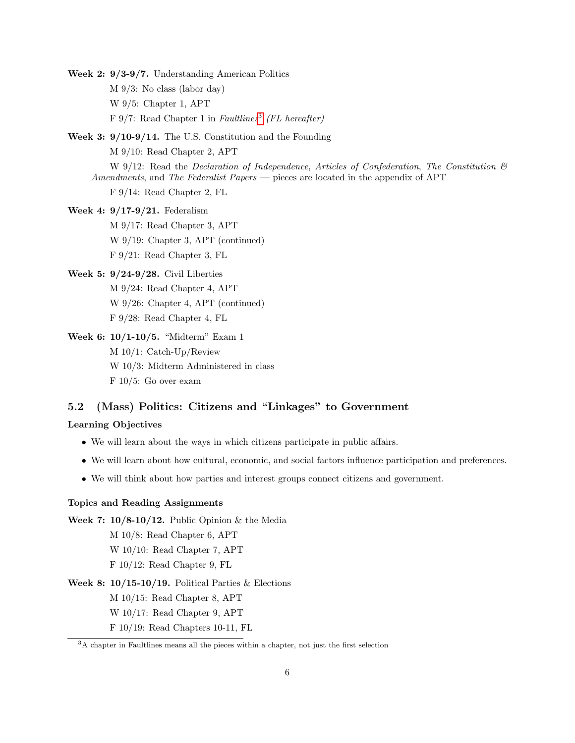**Week 2: 9/3-9/7.** Understanding American Politics

M 9/3: No class (labor day)

W 9/5: Chapter 1, APT

F 9/7: Read Chapter 1 in *Faultlines*[3] *(FL hereafter)*

**Week 3: 9/10-9/14.** The U.S. Constitution and the Founding

M 9/10: Read Chapter 2, APT

W 9/12: Read the *Declaration of Independence*, *Articles of Confederation*, *The Constitution & Amendments*, and *The Federalist Papers* — pieces are located in the appendix of APT

F 9/14: Read Chapter 2, FL

**Week 4: 9/17-9/21.** Federalism

M 9/17: Read Chapter 3, APT

W 9/19: Chapter 3, APT (continued)

F 9/21: Read Chapter 3, FL

**Week 5: 9/24-9/28.** Civil Liberties

M 9/24: Read Chapter 4, APT

W 9/26: Chapter 4, APT (continued)

F 9/28: Read Chapter 4, FL

**Week 6: 10/1-10/5.** "Midterm" Exam 1

M 10/1: Catch-Up/Review

W 10/3: Midterm Administered in class

F 10/5: Go over exam

## 5.2 (Mass) Politics: Citizens and "Linkages" to Government

### Learning Objectives

- We will learn about the ways in which citizens participate in public affairs.
- We will learn about how cultural, economic, and social factors influence participation and preferences.
- We will think about how parties and interest groups connect citizens and government.

### Topics and Reading Assignments

**Week 7: 10/8-10/12.** Public Opinion & the Media

M 10/8: Read Chapter 6, APT

W 10/10: Read Chapter 7, APT

F 10/12: Read Chapter 9, FL

**Week 8: 10/15-10/19.** Political Parties & Elections

M 10/15: Read Chapter 8, APT

W 10/17: Read Chapter 9, APT

F 10/19: Read Chapters 10-11, FL

[3] A chapter in Faultlines means all the pieces within a chapter, not just the first selection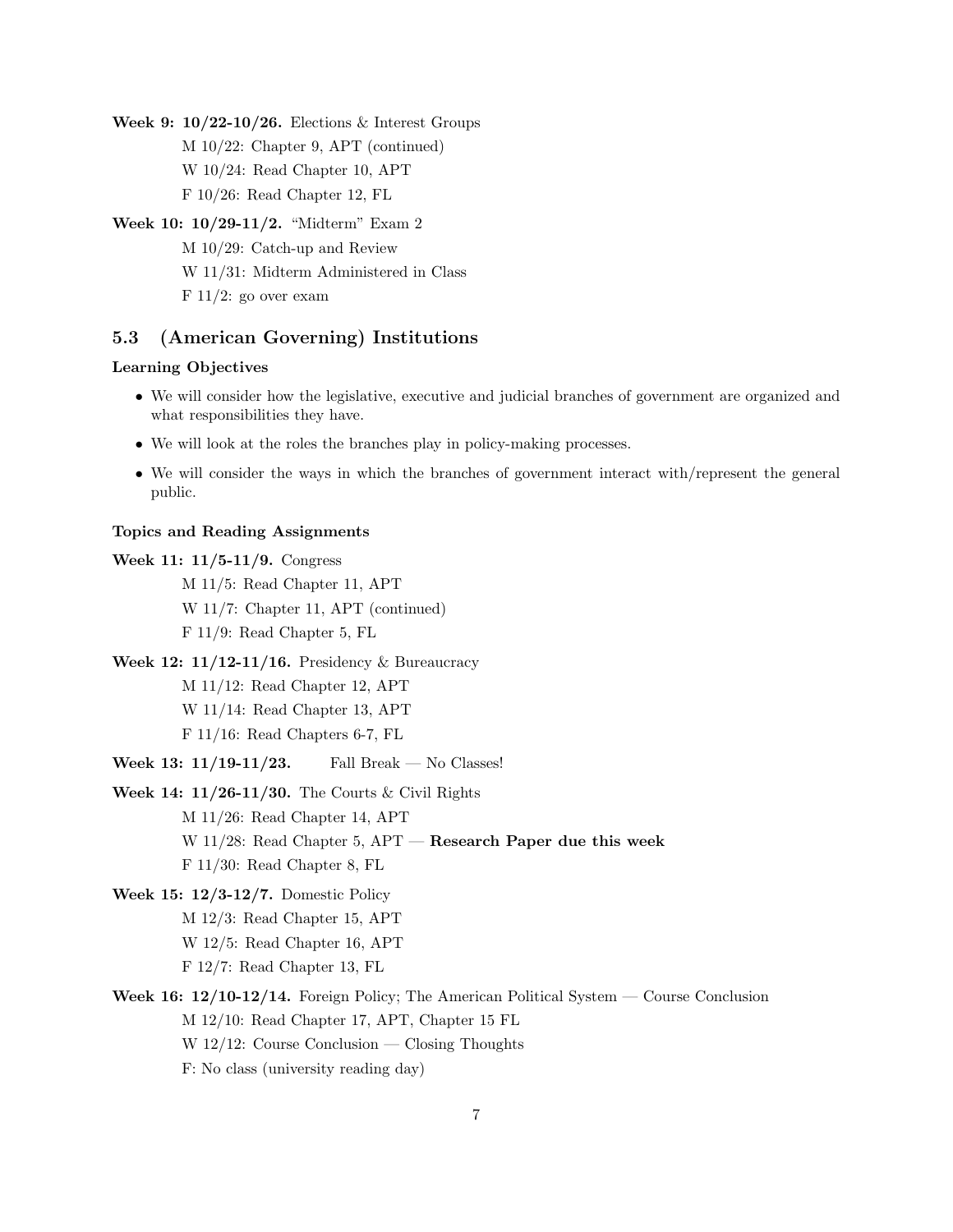**Week 9: 10/22-10/26.** Elections & Interest Groups

M 10/22: Chapter 9, APT (continued)

W 10/24: Read Chapter 10, APT

F 10/26: Read Chapter 12, FL

**Week 10: 10/29-11/2.** "Midterm" Exam 2

M 10/29: Catch-up and Review

W 11/31: Midterm Administered in Class

F 11/2: go over exam

## 5.3 (American Governing) Institutions

### Learning Objectives

- We will consider how the legislative, executive and judicial branches of government are organized and what responsibilities they have.
- We will look at the roles the branches play in policy-making processes.
- We will consider the ways in which the branches of government interact with/represent the general public.

### Topics and Reading Assignments

**Week 11: 11/5-11/9.** Congress

M 11/5: Read Chapter 11, APT

W 11/7: Chapter 11, APT (continued)

F 11/9: Read Chapter 5, FL

**Week 12: 11/12-11/16.** Presidency & Bureaucracy

M 11/12: Read Chapter 12, APT

W 11/14: Read Chapter 13, APT

F 11/16: Read Chapters 6-7, FL

**Week 13: 11/19-11/23.** Fall Break — No Classes!

**Week 14: 11/26-11/30.** The Courts & Civil Rights

M 11/26: Read Chapter 14, APT

W 11/28: Read Chapter 5, APT — **Research Paper due this week**

F 11/30: Read Chapter 8, FL

**Week 15: 12/3-12/7.** Domestic Policy

M 12/3: Read Chapter 15, APT

W 12/5: Read Chapter 16, APT

F 12/7: Read Chapter 13, FL

**Week 16: 12/10-12/14.** Foreign Policy; The American Political System — Course Conclusion

M 12/10: Read Chapter 17, APT, Chapter 15 FL

W 12/12: Course Conclusion — Closing Thoughts

F: No class (university reading day)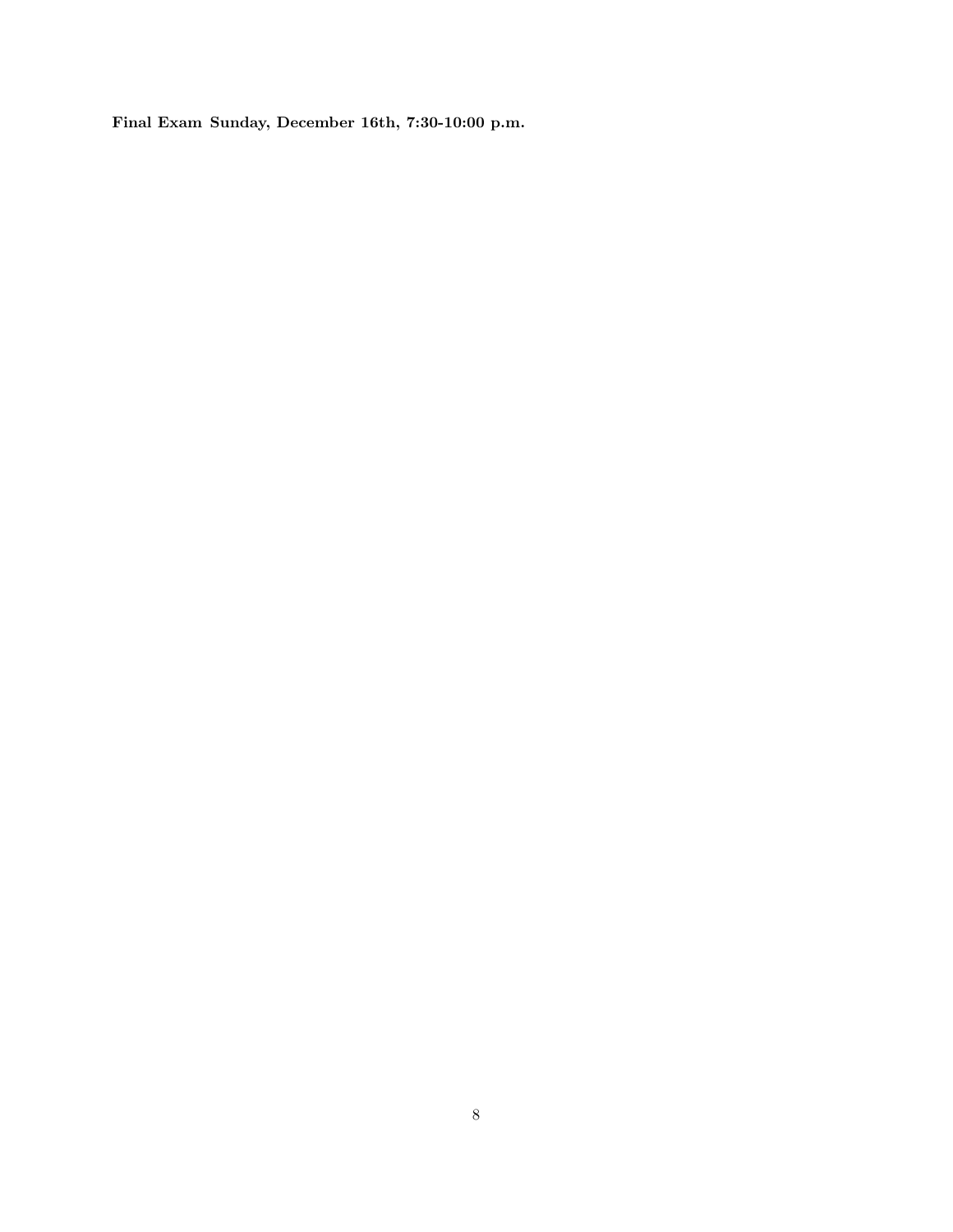**Final Exam Sunday, December 16th, 7:30-10:00 p.m.**